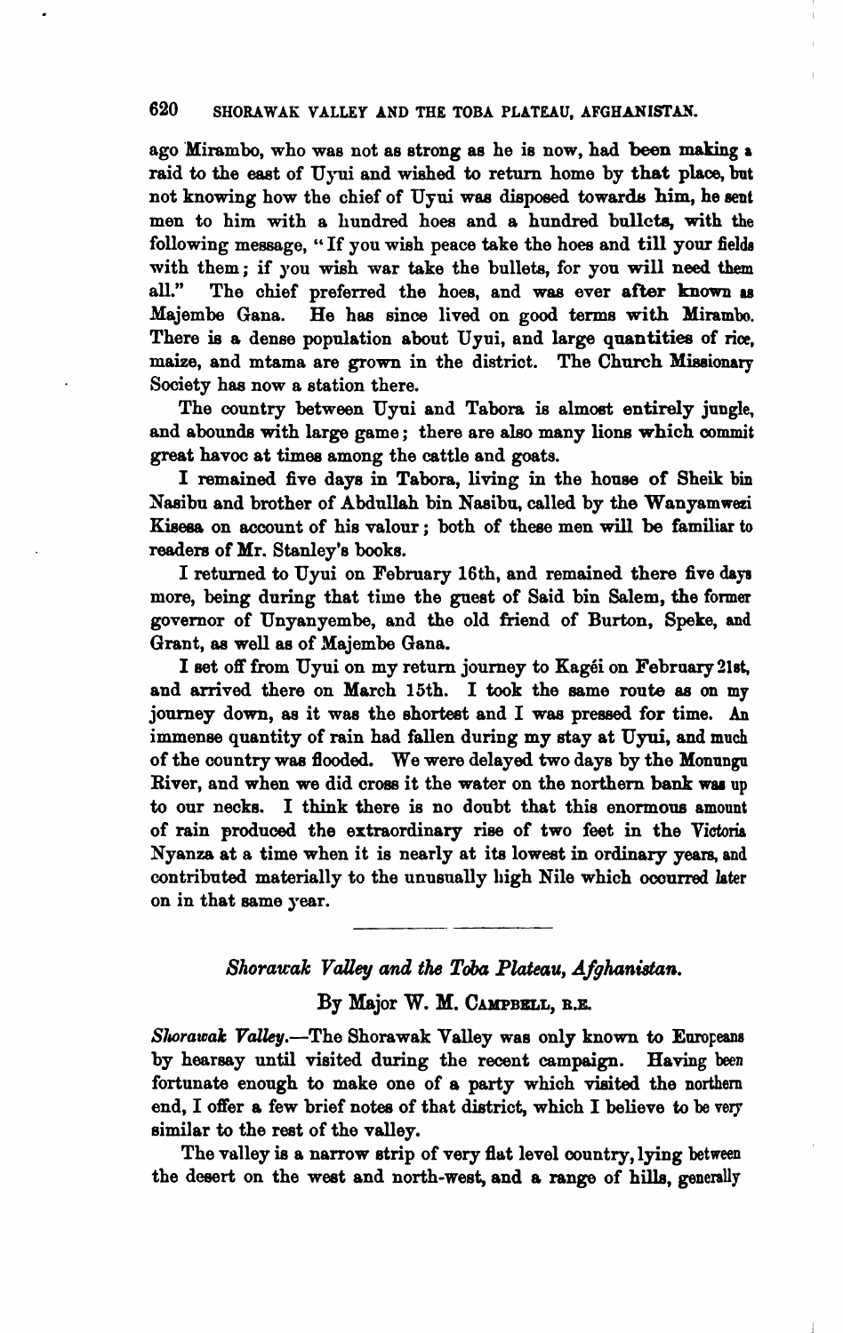ago Mirambo, who was not as strong as he is now, had been making a raid to the east of Uyui and wished to return home by that place, but not knowing how the chief of Uyui was disposed towards him, he sent men to him with a hundred hoes and a hundred bullets, with the following message, "If you wish peace take the hoes and till your fields with them; if you wish war take the bullets, for you will need them all." The chief preferred the hoes, and was ever after known as Majembe Gana. He has since lived on good terms with Mirambo. There is a dense population about Uyui, and large quantities of rice, maize, and mtama are grown in the district. The Church Missionary Society has now a station there.

The country between Uyui and Tabora is almost entirely jungle, and abounds with large game; there are also many lions which commit great havoc at times among the cattle and goats.

I remained five days in Tabora, living in the house of Sheik bin Nasibu and brother of Abdullah bin Nasibu, called by the Wanyamwezi Kisesa on account of his valour; both of these men will be familiar to readers of Mr. Stanley's books.

I returned to Uyui on February 16th, and remained there five days more, being during that time the guest of Said bin Salem, the former governor of Unyanyembe, and the old friend of Burton, Speke, and Grant, as well as of Majembe Gana.

I set off from Uyui on my return journey to Kagéi on February 21st, and arrived there on March 15th. I took the same route as on my journey down, as it was the shortest and I was pressed for time. An immense quantity of rain had fallen during my stay at Uyui, and much of the country was flooded. We were delayed two days by the Monungu River, and when we did cross it the water on the northern bank was up to our necks. I think there is no doubt that this enormous amount of rain produced the extraordinary rise of two feet in the Victoria Nyanza at a time when it is nearly at its lowest in ordinary years, and contributed materially to the unusually high Nile which occurred later on in that same year.

---

## *Shorawak Valley and the Toba Plateau, Afghanistan.*

By Major W. M. Campbell, R.E.

*Shorawak Valley.*—The Shorawak Valley was only known to Europeans by hearsay until visited during the recent campaign. Having been fortunate enough to make one of a party which visited the northern end, I offer a few brief notes of that district, which I believe to be very similar to the rest of the valley.

The valley is a narrow strip of very flat level country, lying between the desert on the west and north-west, and a range of hills, generally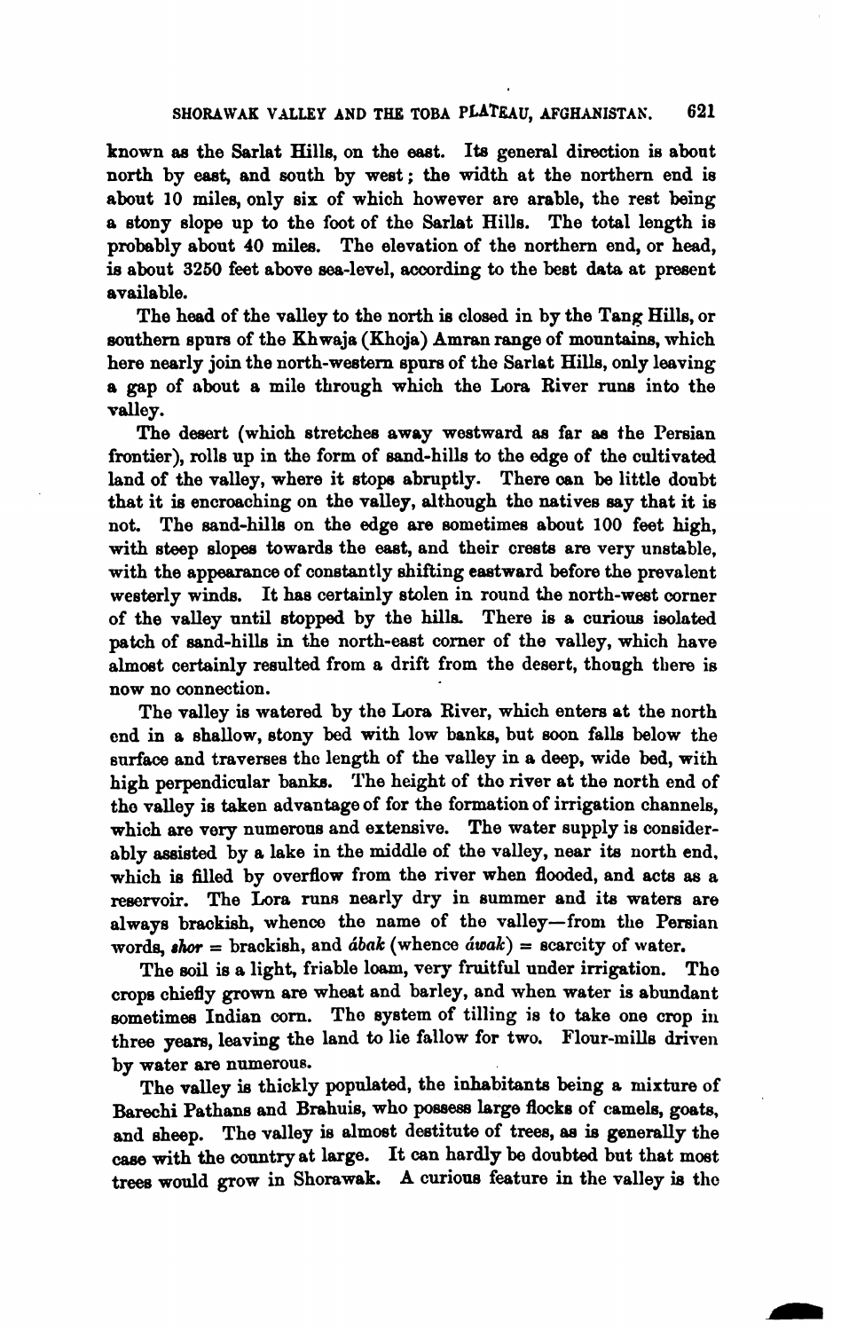known as the Sarlat Hills, on the east. Its general direction is about north by east, and south by west; the width at the northern end is about 10 miles, only six of which however are arable, the rest being a stony slope up to the foot of the Sarlat Hills. The total length is probably about 40 miles. The elevation of the northern end, or head, is about 3250 feet above sea-level, according to the best data at present available.

The head of the valley to the north is closed in by the Tang Hills, or southern spurs of the Khwaja (Khoja) Amran range of mountains, which here nearly join the north-western spurs of the Sarlat Hills, only leaving a gap of about a mile through which the Lora River runs into the valley.

The desert (which stretches away westward as far as the Persian frontier), rolls up in the form of sand-hills to the edge of the cultivated land of the valley, where it stops abruptly. There can be little doubt that it is encroaching on the valley, although the natives say that it is not. The sand-hills on the edge are sometimes about 100 feet high, with steep slopes towards the east, and their crests are very unstable, with the appearance of constantly shifting eastward before the prevalent westerly winds. It has certainly stolen in round the north-west corner of the valley until stopped by the hills. There is a curious isolated patch of sand-hills in the north-east corner of the valley, which have almost certainly resulted from a drift from the desert, though there is now no connection.

The valley is watered by the Lora River, which enters at the north end in a shallow, stony bed with low banks, but soon falls below the surface and traverses the length of the valley in a deep, wide bed, with high perpendicular banks. The height of the river at the north end of the valley is taken advantage of for the formation of irrigation channels, which are very numerous and extensive. The water supply is considerably assisted by a lake in the middle of the valley, near its north end, which is filled by overflow from the river when flooded, and acts as a reservoir. The Lora runs nearly dry in summer and its waters are always brackish, whence the name of the valley—from the Persian words, *shor* = brackish, and *ábak* (whence *áwak*) = scarcity of water.

The soil is a light, friable loam, very fruitful under irrigation. The crops chiefly grown are wheat and barley, and when water is abundant sometimes Indian corn. The system of tilling is to take one crop in three years, leaving the land to lie fallow for two. Flour-mills driven by water are numerous.

The valley is thickly populated, the inhabitants being a mixture of Barechi Pathans and Brahuis, who possess large flocks of camels, goats, and sheep. The valley is almost destitute of trees, as is generally the case with the country at large. It can hardly be doubted but that most trees would grow in Shorawak. A curious feature in the valley is the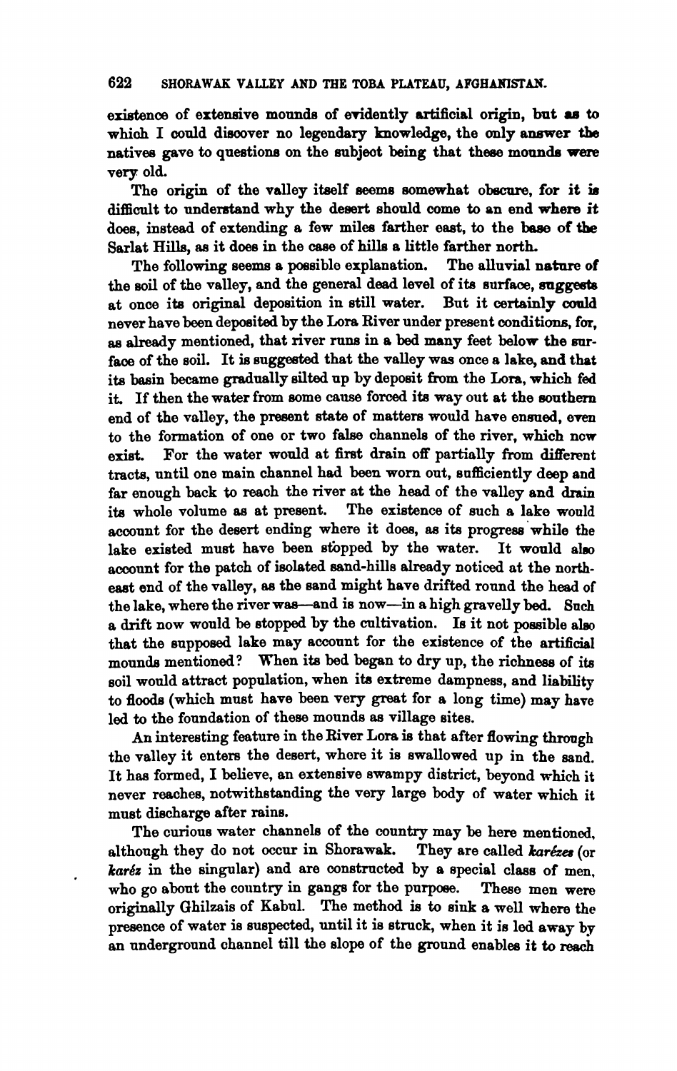existence of extensive mounds of evidently artificial origin, but as to which I could discover no legendary knowledge, the only answer the natives gave to questions on the subject being that these mounds were very old.

The origin of the valley itself seems somewhat obscure, for it is difficult to understand why the desert should come to an end where it does, instead of extending a few miles farther east, to the base of the Sarlat Hills, as it does in the case of hills a little farther north.

The following seems a possible explanation. The alluvial nature of the soil of the valley, and the general dead level of its surface, suggests at once its original deposition in still water. But it certainly could never have been deposited by the Lora River under present conditions, for, as already mentioned, that river runs in a bed many feet below the surface of the soil. It is suggested that the valley was once a lake, and that its basin became gradually silted up by deposit from the Lora, which fed it. If then the water from some cause forced its way out at the southern end of the valley, the present state of matters would have ensued, even to the formation of one or two false channels of the river, which now exist. For the water would at first drain off partially from different tracts, until one main channel had been worn out, sufficiently deep and far enough back to reach the river at the head of the valley and drain its whole volume as at present. The existence of such a lake would account for the desert ending where it does, as its progress while the lake existed must have been stopped by the water. It would also account for the patch of isolated sand-hills already noticed at the north-east end of the valley, as the sand might have drifted round the head of the lake, where the river was—and is now—in a high gravelly bed. Such a drift now would be stopped by the cultivation. Is it not possible also that the supposed lake may account for the existence of the artificial mounds mentioned? When its bed began to dry up, the richness of its soil would attract population, when its extreme dampness, and liability to floods (which must have been very great for a long time) may have led to the foundation of these mounds as village sites.

An interesting feature in the River Lora is that after flowing through the valley it enters the desert, where it is swallowed up in the sand. It has formed, I believe, an extensive swampy district, beyond which it never reaches, notwithstanding the very large body of water which it must discharge after rains.

The curious water channels of the country may be here mentioned, although they do not occur in Shorawak. They are called *karézes* (or *karéz* in the singular) and are constructed by a special class of men, who go about the country in gangs for the purpose. These men were originally Ghilzais of Kabul. The method is to sink a well where the presence of water is suspected, until it is struck, when it is led away by an underground channel till the slope of the ground enables it to reach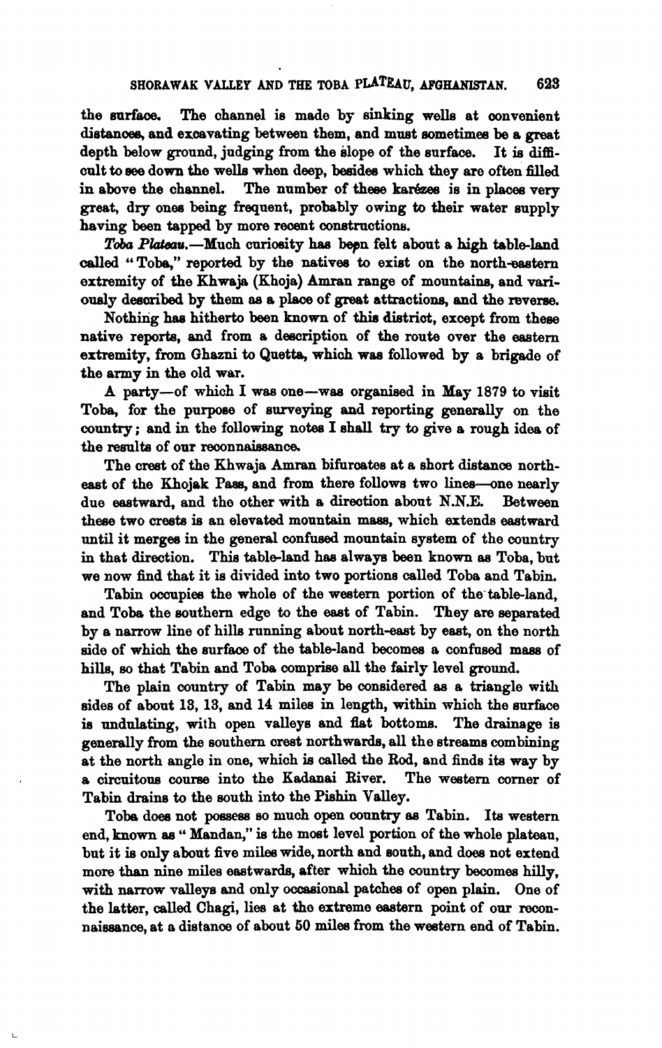the surface. The channel is made by sinking wells at convenient distances, and excavating between them, and must sometimes be a great depth below ground, judging from the slope of the surface. It is difficult to see down the wells when deep, besides which they are often filled in above the channel. The number of these karézes is in places very great, dry ones being frequent, probably owing to their water supply having been tapped by more recent constructions.

*Toba Plateau*.—Much curiosity has been felt about a high table-land called "Toba," reported by the natives to exist on the north-eastern extremity of the Khwaja (Khoja) Amran range of mountains, and variously described by them as a place of great attractions, and the reverse.

Nothing has hitherto been known of this district, except from these native reports, and from a description of the route over the eastern extremity, from Ghazni to Quetta, which was followed by a brigade of the army in the old war.

A party—of which I was one—was organised in May 1879 to visit Toba, for the purpose of surveying and reporting generally on the country; and in the following notes I shall try to give a rough idea of the results of our reconnaissance.

The crest of the Khwaja Amran bifurcates at a short distance north-east of the Khojak Pass, and from there follows two lines—one nearly due eastward, and the other with a direction about N.N.E. Between these two crests is an elevated mountain mass, which extends eastward until it merges in the general confused mountain system of the country in that direction. This table-land has always been known as Toba, but we now find that it is divided into two portions called Toba and Tabin.

Tabin occupies the whole of the western portion of the table-land, and Toba the southern edge to the east of Tabin. They are separated by a narrow line of hills running about north-east by east, on the north side of which the surface of the table-land becomes a confused mass of hills, so that Tabin and Toba comprise all the fairly level ground.

The plain country of Tabin may be considered as a triangle with sides of about 13, 13, and 14 miles in length, within which the surface is undulating, with open valleys and flat bottoms. The drainage is generally from the southern crest northwards, all the streams combining at the north angle in one, which is called the Rod, and finds its way by a circuitous course into the Kadanai River. The western corner of Tabin drains to the south into the Pishin Valley.

Toba does not possess so much open country as Tabin. Its western end, known as "Mandan," is the most level portion of the whole plateau, but it is only about five miles wide, north and south, and does not extend more than nine miles eastwards, after which the country becomes hilly, with narrow valleys and only occasional patches of open plain. One of the latter, called Chagi, lies at the extreme eastern point of our reconnaissance, at a distance of about 50 miles from the western end of Tabin.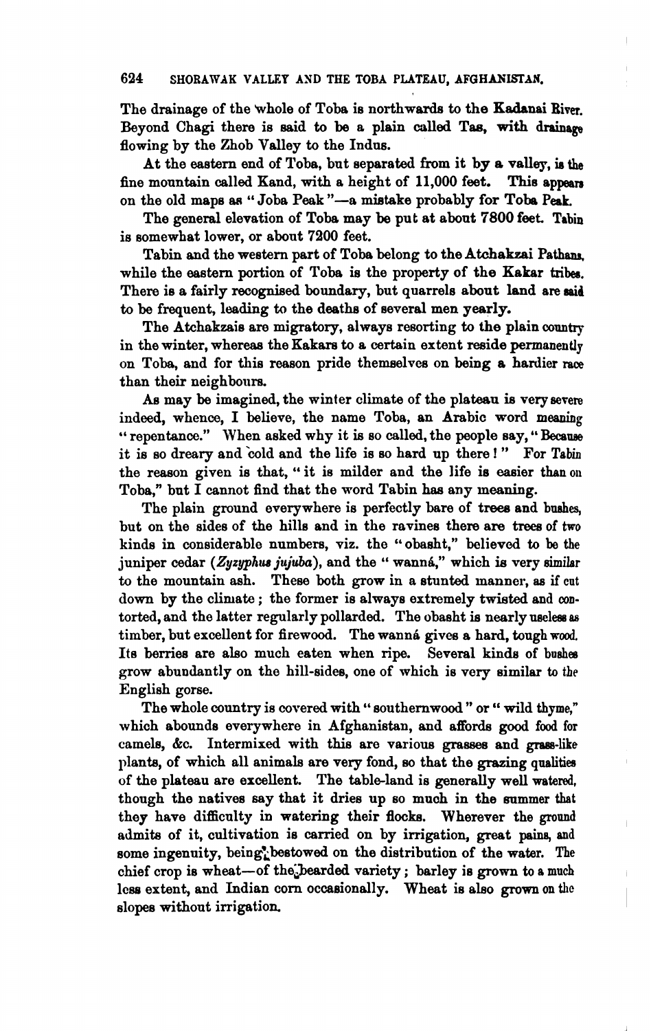The drainage of the whole of Toba is northwards to the Kadanai River. Beyond Chagi there is said to be a plain called Tas, with drainage flowing by the Zhob Valley to the Indus.

At the eastern end of Toba, but separated from it by a valley, is the fine mountain called Kand, with a height of 11,000 feet. This appears on the old maps as "Joba Peak"—a mistake probably for Toba Peak.

The general elevation of Toba may be put at about 7800 feet. Tabin is somewhat lower, or about 7200 feet.

Tabin and the western part of Toba belong to the Atchakzai Pathans, while the eastern portion of Toba is the property of the Kakar tribes. There is a fairly recognised boundary, but quarrels about land are said to be frequent, leading to the deaths of several men yearly.

The Atchakzais are migratory, always resorting to the plain country in the winter, whereas the Kakars to a certain extent reside permanently on Toba, and for this reason pride themselves on being a hardier race than their neighbours.

As may be imagined, the winter climate of the plateau is very severe indeed, whence, I believe, the name Toba, an Arabic word meaning "repentance." When asked why it is so called, the people say, "Because it is so dreary and cold and the life is so hard up there!" For Tabin the reason given is that, "it is milder and the life is easier than on Toba," but I cannot find that the word Tabin has any meaning.

The plain ground everywhere is perfectly bare of trees and bushes, but on the sides of the hills and in the ravines there are trees of two kinds in considerable numbers, viz. the "obasht," believed to be the juniper cedar (*Zyzyphus jujuba*), and the "wanná," which is very similar to the mountain ash. These both grow in a stunted manner, as if cut down by the climate; the former is always extremely twisted and contorted, and the latter regularly pollarded. The obasht is nearly useless as timber, but excellent for firewood. The wanná gives a hard, tough wood. Its berries are also much eaten when ripe. Several kinds of bushes grow abundantly on the hill-sides, one of which is very similar to the English gorse.

The whole country is covered with "southernwood" or "wild thyme," which abounds everywhere in Afghanistan, and affords good food for camels, &c. Intermixed with this are various grasses and grass-like plants, of which all animals are very fond, so that the grazing qualities of the plateau are excellent. The table-land is generally well watered, though the natives say that it dries up so much in the summer that they have difficulty in watering their flocks. Wherever the ground admits of it, cultivation is carried on by irrigation, great pains, and some ingenuity, being bestowed on the distribution of the water. The chief crop is wheat—of the bearded variety; barley is grown to a much less extent, and Indian corn occasionally. Wheat is also grown on the slopes without irrigation.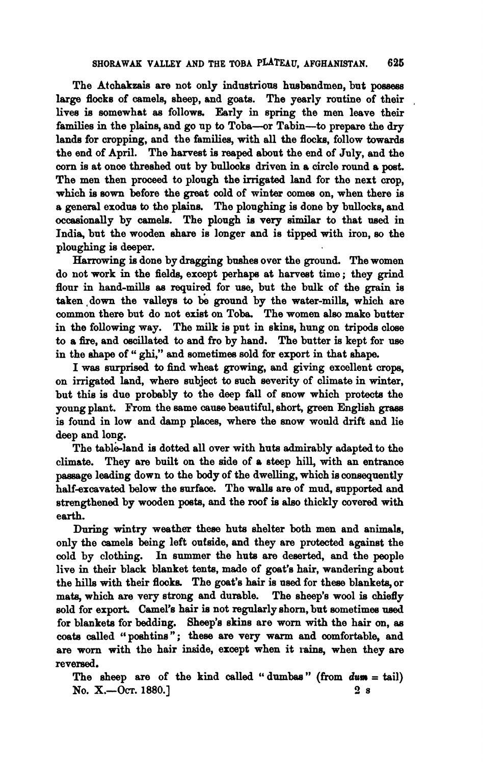The Atchakzais are not only industrious husbandmen, but possess large flocks of camels, sheep, and goats. The yearly routine of their lives is somewhat as follows. Early in spring the men leave their families in the plains, and go up to Toba—or Tabin—to prepare the dry lands for cropping, and the families, with all the flocks, follow towards the end of April. The harvest is reaped about the end of July, and the corn is at once threshed out by bullocks driven in a circle round a post. The men then proceed to plough the irrigated land for the next crop, which is sown before the great cold of winter comes on, when there is a general exodus to the plains. The ploughing is done by bullocks, and occasionally by camels. The plough is very similar to that used in India, but the wooden share is longer and is tipped with iron, so the ploughing is deeper.

Harrowing is done by dragging bushes over the ground. The women do not work in the fields, except perhaps at harvest time; they grind flour in hand-mills as required for use, but the bulk of the grain is taken down the valleys to be ground by the water-mills, which are common there but do not exist on Toba. The women also make butter in the following way. The milk is put in skins, hung on tripods close to a fire, and oscillated to and fro by hand. The butter is kept for use in the shape of "ghi," and sometimes sold for export in that shape.

I was surprised to find wheat growing, and giving excellent crops, on irrigated land, where subject to such severity of climate in winter, but this is due probably to the deep fall of snow which protects the young plant. From the same cause beautiful, short, green English grass is found in low and damp places, where the snow would drift and lie deep and long.

The table-land is dotted all over with huts admirably adapted to the climate. They are built on the side of a steep hill, with an entrance passage leading down to the body of the dwelling, which is consequently half-excavated below the surface. The walls are of mud, supported and strengthened by wooden posts, and the roof is also thickly covered with earth.

During wintry weather these huts shelter both men and animals, only the camels being left outside, and they are protected against the cold by clothing. In summer the huts are deserted, and the people live in their black blanket tents, made of goat's hair, wandering about the hills with their flocks. The goat's hair is used for these blankets, or mats, which are very strong and durable. The sheep's wool is chiefly sold for export. Camel's hair is not regularly shorn, but sometimes used for blankets for bedding. Sheep's skins are worn with the hair on, as coats called "poshtins"; these are very warm and comfortable, and are worn with the hair inside, except when it rains, when they are reversed.

The sheep are of the kind called "dumbas" (from *dum* = tail)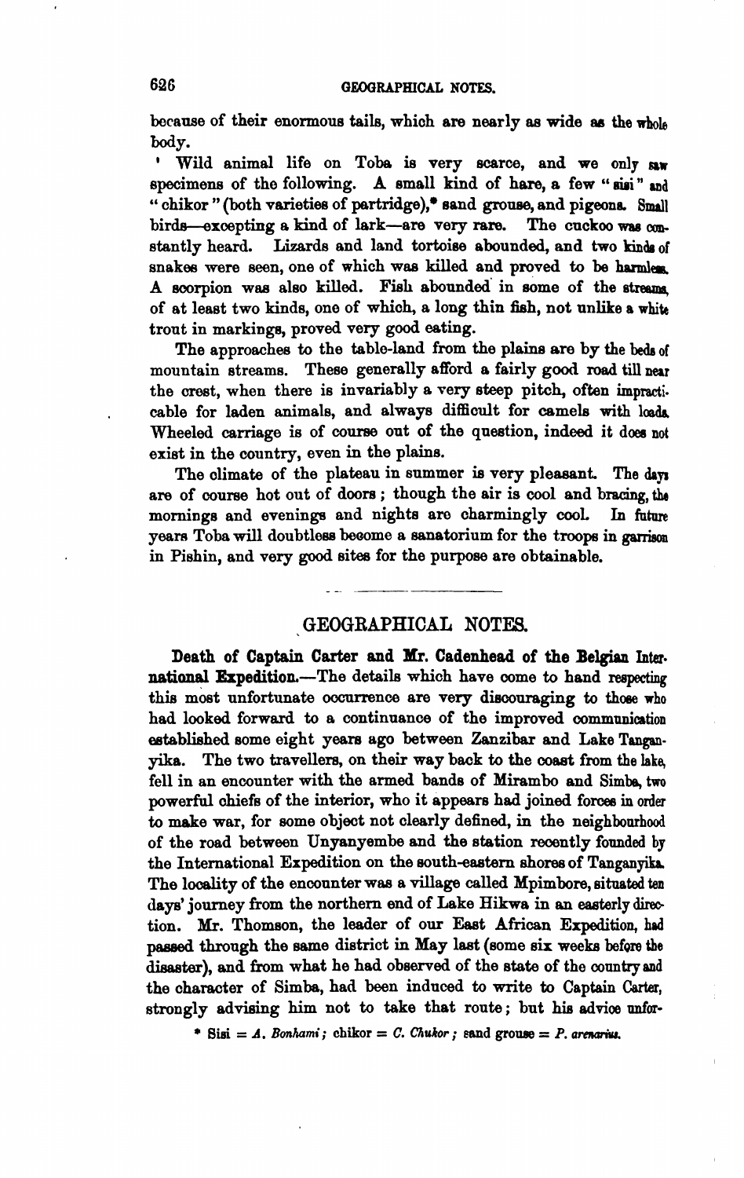because of their enormous tails, which are nearly as wide as the whole body.

' Wild animal life on Toba is very scarce, and we only saw specimens of the following. A small kind of hare, a few "sisi" and "chikor" (both varieties of partridge),* sand grouse, and pigeons. Small birds—excepting a kind of lark—are very rare. The cuckoo was constantly heard. Lizards and land tortoise abounded, and two kinds of snakes were seen, one of which was killed and proved to be harmless. A scorpion was also killed. Fish abounded in some of the streams, of at least two kinds, one of which, a long thin fish, not unlike a white trout in markings, proved very good eating.

The approaches to the table-land from the plains are by the beds of mountain streams. These generally afford a fairly good road till near the crest, when there is invariably a very steep pitch, often impracticable for laden animals, and always difficult for camels with loads. Wheeled carriage is of course out of the question, indeed it does not exist in the country, even in the plains.

The climate of the plateau in summer is very pleasant. The days are of course hot out of doors; though the air is cool and bracing, the mornings and evenings and nights are charmingly cool. In future years Toba will doubtless become a sanatorium for the troops in garrison in Pishin, and very good sites for the purpose are obtainable.

---

## GEOGRAPHICAL NOTES.

**Death of Captain Carter and Mr. Cadenhead of the Belgian International Expedition.**—The details which have come to hand respecting this most unfortunate occurrence are very discouraging to those who had looked forward to a continuance of the improved communication established some eight years ago between Zanzibar and Lake Tanganyika. The two travellers, on their way back to the coast from the lake, fell in an encounter with the armed bands of Mirambo and Simba, two powerful chiefs of the interior, who it appears had joined forces in order to make war, for some object not clearly defined, in the neighbourhood of the road between Unyanyembe and the station recently founded by the International Expedition on the south-eastern shores of Tanganyika. The locality of the encounter was a village called Mpimbore, situated ten days' journey from the northern end of Lake Hikwa in an easterly direction. Mr. Thomson, the leader of our East African Expedition, had passed through the same district in May last (some six weeks before the disaster), and from what he had observed of the state of the country and the character of Simba, had been induced to write to Captain Carter, strongly advising him not to take that route; but his advice unfor-

\* Sisi = *A. Bonhami*; chikor = *C. Chukor*; sand grouse = *P. arenarius*.